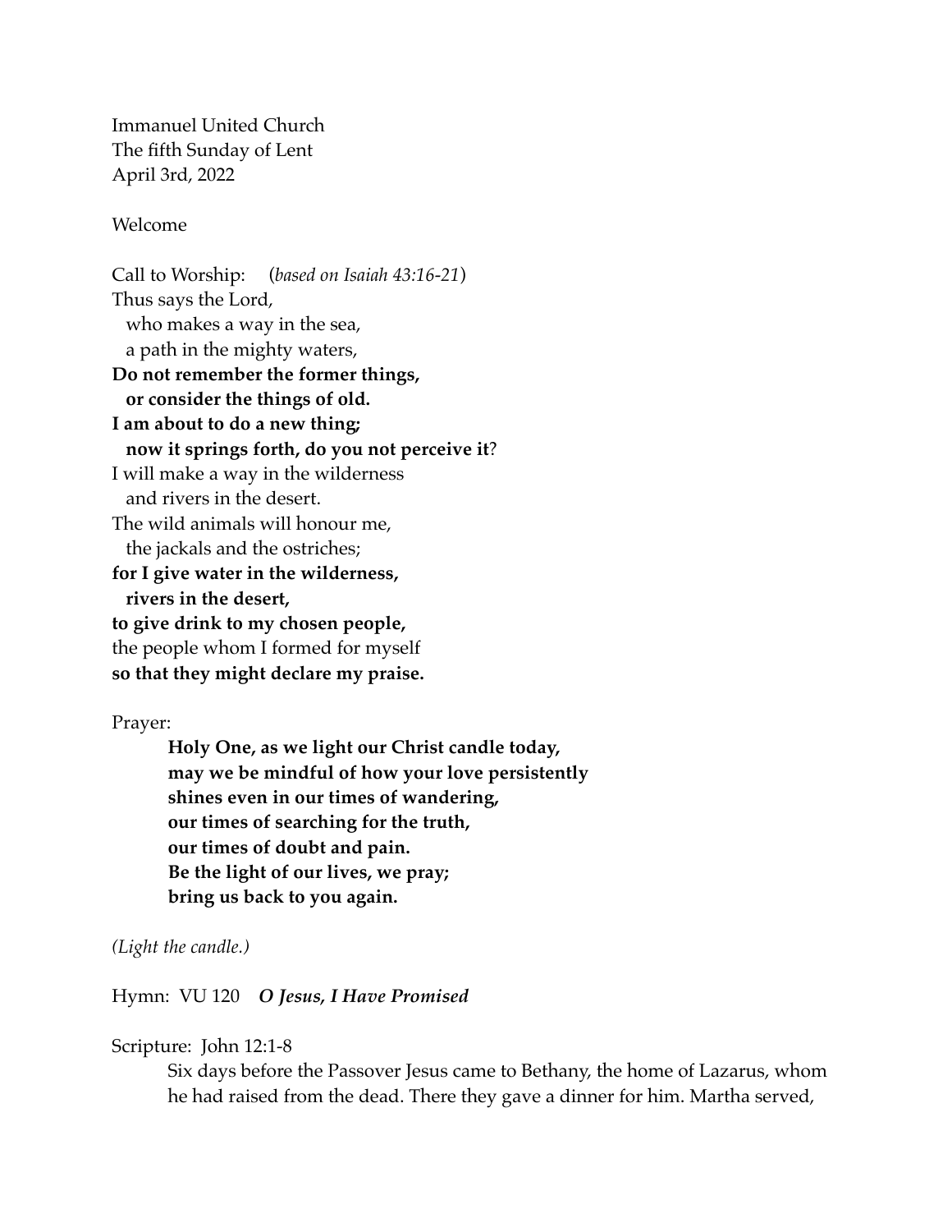Immanuel United Church
The fifth Sunday of Lent
April 3rd, 2022

Welcome

Call to Worship: (*based on Isaiah 43:16-21*)
Thus says the Lord,
  who makes a way in the sea,
  a path in the mighty waters,
**Do not remember the former things,**
  **or consider the things of old.**
**I am about to do a new thing;**
  **now it springs forth, do you not perceive it**?
I will make a way in the wilderness
  and rivers in the desert.
The wild animals will honour me,
  the jackals and the ostriches;
**for I give water in the wilderness,**
  **rivers in the desert,**
**to give drink to my chosen people,**
the people whom I formed for myself
**so that they might declare my praise.**

Prayer:

> **Holy One, as we light our Christ candle today,**
> **may we be mindful of how your love persistently**
> **shines even in our times of wandering,**
> **our times of searching for the truth,**
> **our times of doubt and pain.**
> **Be the light of our lives, we pray;**
> **bring us back to you again.**

*(Light the candle.)*

Hymn: VU 120 ***O Jesus, I Have Promised***

Scripture: John 12:1-8

> Six days before the Passover Jesus came to Bethany, the home of Lazarus, whom he had raised from the dead. There they gave a dinner for him. Martha served,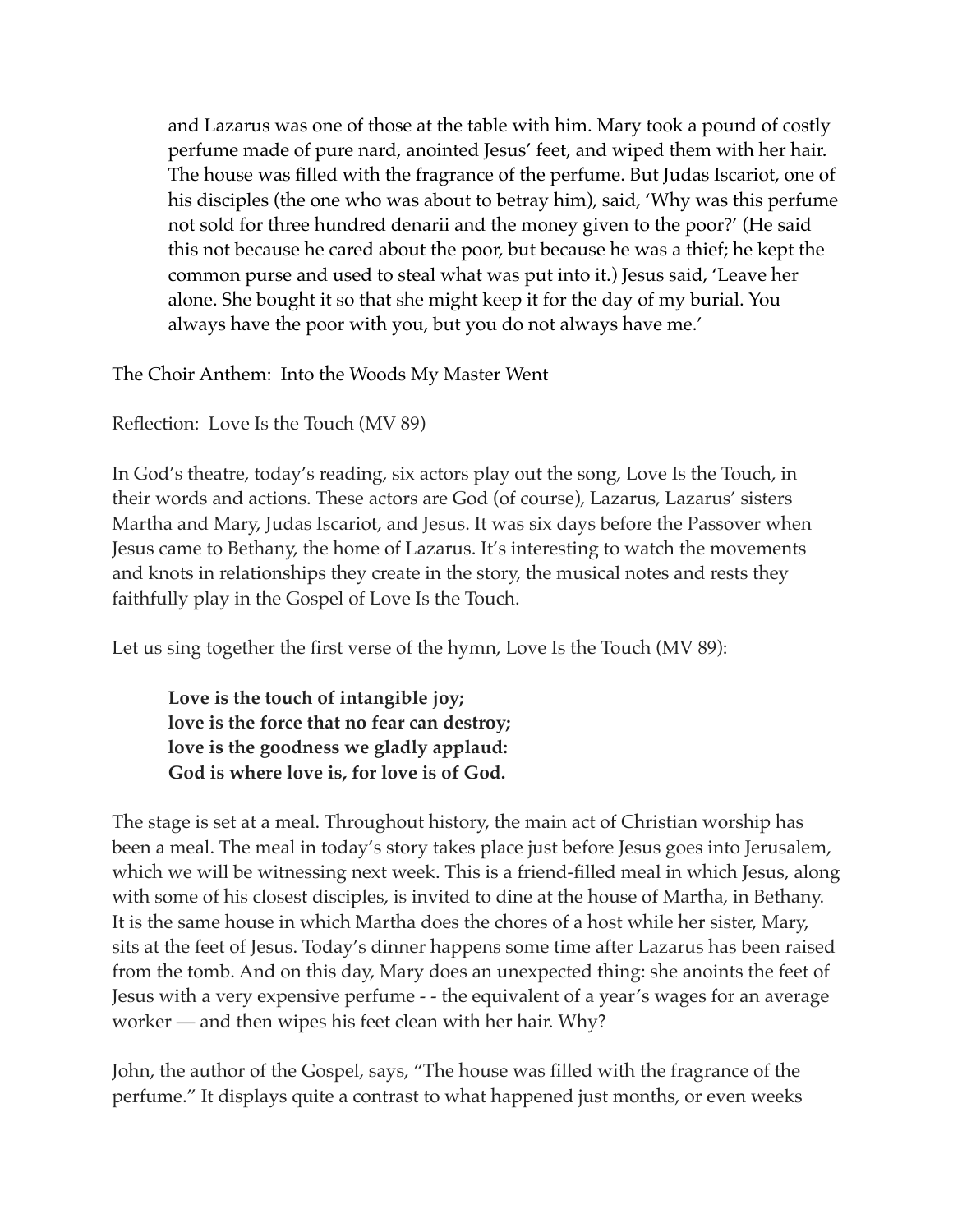> and Lazarus was one of those at the table with him. Mary took a pound of costly perfume made of pure nard, anointed Jesus' feet, and wiped them with her hair. The house was filled with the fragrance of the perfume. But Judas Iscariot, one of his disciples (the one who was about to betray him), said, 'Why was this perfume not sold for three hundred denarii and the money given to the poor?' (He said this not because he cared about the poor, but because he was a thief; he kept the common purse and used to steal what was put into it.) Jesus said, 'Leave her alone. She bought it so that she might keep it for the day of my burial. You always have the poor with you, but you do not always have me.'

The Choir Anthem: Into the Woods My Master Went

Reflection: Love Is the Touch (MV 89)

In God's theatre, today's reading, six actors play out the song, Love Is the Touch, in their words and actions. These actors are God (of course), Lazarus, Lazarus' sisters Martha and Mary, Judas Iscariot, and Jesus. It was six days before the Passover when Jesus came to Bethany, the home of Lazarus. It's interesting to watch the movements and knots in relationships they create in the story, the musical notes and rests they faithfully play in the Gospel of Love Is the Touch.

Let us sing together the first verse of the hymn, Love Is the Touch (MV 89):

> **Love is the touch of intangible joy;**
> **love is the force that no fear can destroy;**
> **love is the goodness we gladly applaud:**
> **God is where love is, for love is of God.**

The stage is set at a meal. Throughout history, the main act of Christian worship has been a meal. The meal in today's story takes place just before Jesus goes into Jerusalem, which we will be witnessing next week. This is a friend-filled meal in which Jesus, along with some of his closest disciples, is invited to dine at the house of Martha, in Bethany. It is the same house in which Martha does the chores of a host while her sister, Mary, sits at the feet of Jesus. Today's dinner happens some time after Lazarus has been raised from the tomb. And on this day, Mary does an unexpected thing: she anoints the feet of Jesus with a very expensive perfume - - the equivalent of a year's wages for an average worker — and then wipes his feet clean with her hair. Why?

John, the author of the Gospel, says, "The house was filled with the fragrance of the perfume." It displays quite a contrast to what happened just months, or even weeks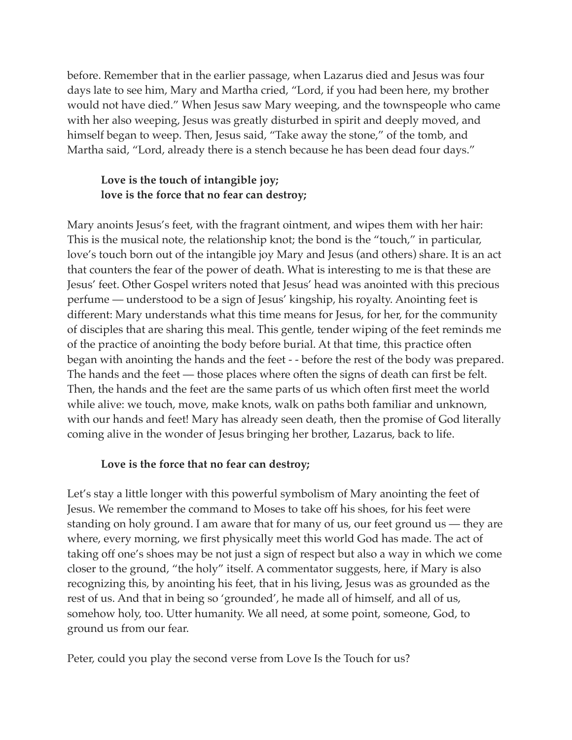before. Remember that in the earlier passage, when Lazarus died and Jesus was four days late to see him, Mary and Martha cried, "Lord, if you had been here, my brother would not have died." When Jesus saw Mary weeping, and the townspeople who came with her also weeping, Jesus was greatly disturbed in spirit and deeply moved, and himself began to weep. Then, Jesus said, "Take away the stone," of the tomb, and Martha said, "Lord, already there is a stench because he has been dead four days."

> **Love is the touch of intangible joy;**
> **love is the force that no fear can destroy;**

Mary anoints Jesus's feet, with the fragrant ointment, and wipes them with her hair: This is the musical note, the relationship knot; the bond is the "touch," in particular, love's touch born out of the intangible joy Mary and Jesus (and others) share. It is an act that counters the fear of the power of death. What is interesting to me is that these are Jesus' feet. Other Gospel writers noted that Jesus' head was anointed with this precious perfume — understood to be a sign of Jesus' kingship, his royalty. Anointing feet is different: Mary understands what this time means for Jesus, for her, for the community of disciples that are sharing this meal. This gentle, tender wiping of the feet reminds me of the practice of anointing the body before burial. At that time, this practice often began with anointing the hands and the feet - - before the rest of the body was prepared. The hands and the feet — those places where often the signs of death can first be felt. Then, the hands and the feet are the same parts of us which often first meet the world while alive: we touch, move, make knots, walk on paths both familiar and unknown, with our hands and feet! Mary has already seen death, then the promise of God literally coming alive in the wonder of Jesus bringing her brother, Lazarus, back to life.

> **Love is the force that no fear can destroy;**

Let's stay a little longer with this powerful symbolism of Mary anointing the feet of Jesus. We remember the command to Moses to take off his shoes, for his feet were standing on holy ground. I am aware that for many of us, our feet ground us — they are where, every morning, we first physically meet this world God has made. The act of taking off one's shoes may be not just a sign of respect but also a way in which we come closer to the ground, "the holy" itself. A commentator suggests, here, if Mary is also recognizing this, by anointing his feet, that in his living, Jesus was as grounded as the rest of us. And that in being so 'grounded', he made all of himself, and all of us, somehow holy, too. Utter humanity. We all need, at some point, someone, God, to ground us from our fear.

Peter, could you play the second verse from Love Is the Touch for us?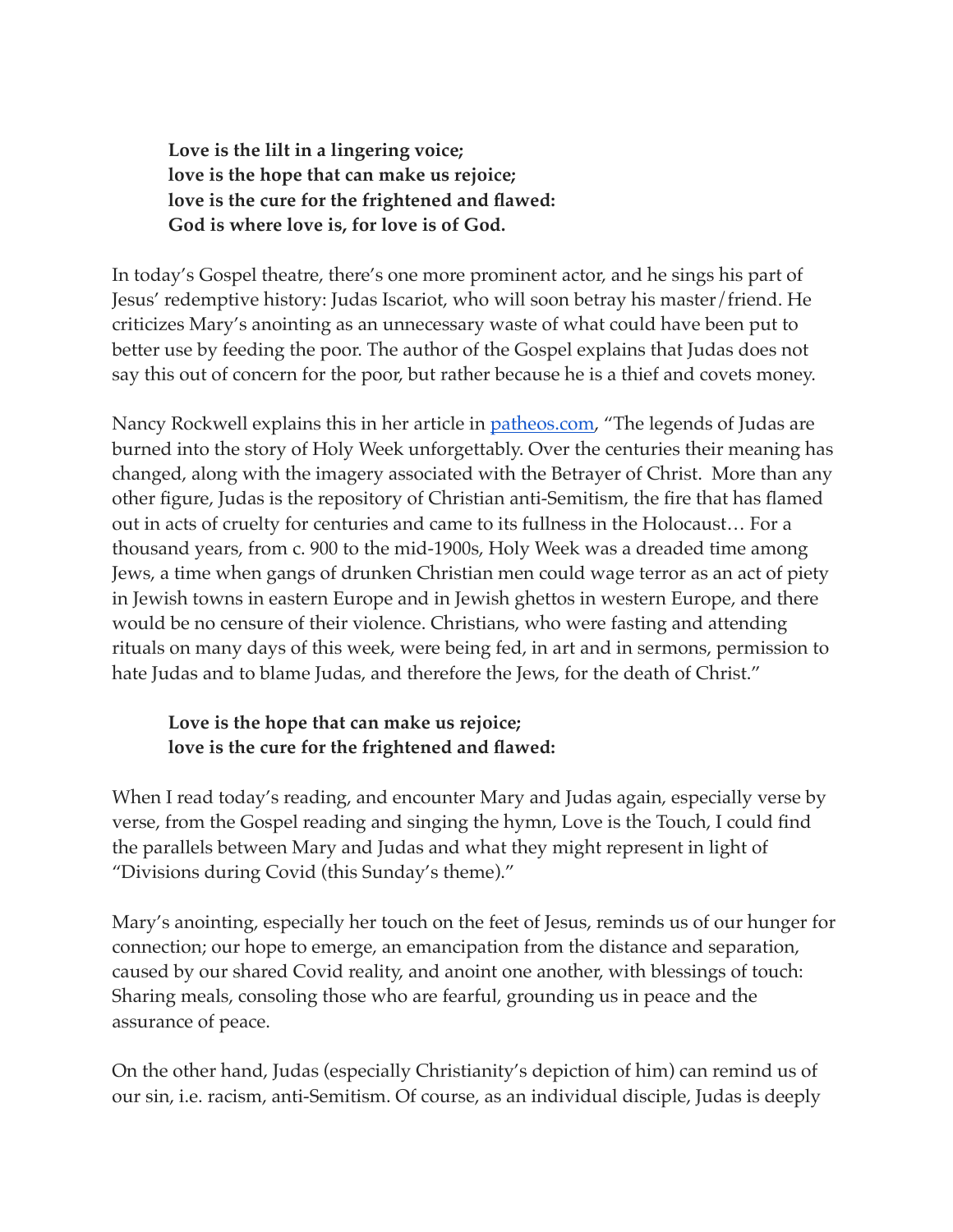> **Love is the lilt in a lingering voice;**
> **love is the hope that can make us rejoice;**
> **love is the cure for the frightened and flawed:**
> **God is where love is, for love is of God.**

In today's Gospel theatre, there's one more prominent actor, and he sings his part of Jesus' redemptive history: Judas Iscariot, who will soon betray his master/friend. He criticizes Mary's anointing as an unnecessary waste of what could have been put to better use by feeding the poor. The author of the Gospel explains that Judas does not say this out of concern for the poor, but rather because he is a thief and covets money.

Nancy Rockwell explains this in her article in [patheos.com](patheos.com), "The legends of Judas are burned into the story of Holy Week unforgettably. Over the centuries their meaning has changed, along with the imagery associated with the Betrayer of Christ. More than any other figure, Judas is the repository of Christian anti-Semitism, the fire that has flamed out in acts of cruelty for centuries and came to its fullness in the Holocaust… For a thousand years, from c. 900 to the mid-1900s, Holy Week was a dreaded time among Jews, a time when gangs of drunken Christian men could wage terror as an act of piety in Jewish towns in eastern Europe and in Jewish ghettos in western Europe, and there would be no censure of their violence. Christians, who were fasting and attending rituals on many days of this week, were being fed, in art and in sermons, permission to hate Judas and to blame Judas, and therefore the Jews, for the death of Christ."

> **Love is the hope that can make us rejoice;**
> **love is the cure for the frightened and flawed:**

When I read today's reading, and encounter Mary and Judas again, especially verse by verse, from the Gospel reading and singing the hymn, Love is the Touch, I could find the parallels between Mary and Judas and what they might represent in light of "Divisions during Covid (this Sunday's theme)."

Mary's anointing, especially her touch on the feet of Jesus, reminds us of our hunger for connection; our hope to emerge, an emancipation from the distance and separation, caused by our shared Covid reality, and anoint one another, with blessings of touch: Sharing meals, consoling those who are fearful, grounding us in peace and the assurance of peace.

On the other hand, Judas (especially Christianity's depiction of him) can remind us of our sin, i.e. racism, anti-Semitism. Of course, as an individual disciple, Judas is deeply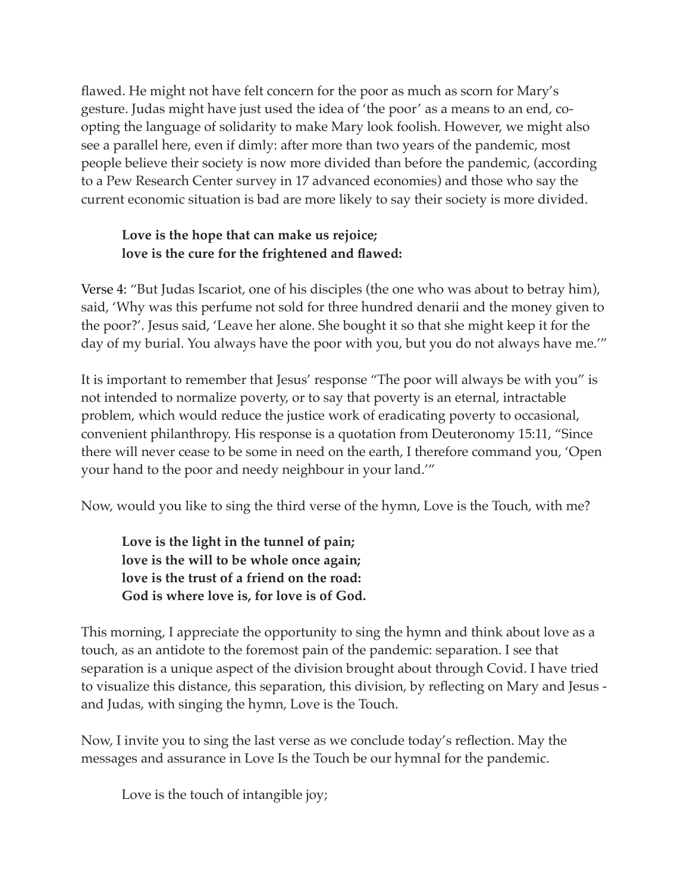flawed. He might not have felt concern for the poor as much as scorn for Mary's gesture. Judas might have just used the idea of 'the poor' as a means to an end, co-opting the language of solidarity to make Mary look foolish. However, we might also see a parallel here, even if dimly: after more than two years of the pandemic, most people believe their society is now more divided than before the pandemic, (according to a Pew Research Center survey in 17 advanced economies) and those who say the current economic situation is bad are more likely to say their society is more divided.

> **Love is the hope that can make us rejoice;**
> **love is the cure for the frightened and flawed:**

Verse 4: "But Judas Iscariot, one of his disciples (the one who was about to betray him), said, 'Why was this perfume not sold for three hundred denarii and the money given to the poor?'. Jesus said, 'Leave her alone. She bought it so that she might keep it for the day of my burial. You always have the poor with you, but you do not always have me.'"

It is important to remember that Jesus' response "The poor will always be with you" is not intended to normalize poverty, or to say that poverty is an eternal, intractable problem, which would reduce the justice work of eradicating poverty to occasional, convenient philanthropy. His response is a quotation from Deuteronomy 15:11, "Since there will never cease to be some in need on the earth, I therefore command you, 'Open your hand to the poor and needy neighbour in your land.'"

Now, would you like to sing the third verse of the hymn, Love is the Touch, with me?

> **Love is the light in the tunnel of pain;**
> **love is the will to be whole once again;**
> **love is the trust of a friend on the road:**
> **God is where love is, for love is of God.**

This morning, I appreciate the opportunity to sing the hymn and think about love as a touch, as an antidote to the foremost pain of the pandemic: separation. I see that separation is a unique aspect of the division brought about through Covid. I have tried to visualize this distance, this separation, this division, by reflecting on Mary and Jesus - and Judas, with singing the hymn, Love is the Touch.

Now, I invite you to sing the last verse as we conclude today's reflection. May the messages and assurance in Love Is the Touch be our hymnal for the pandemic.

> Love is the touch of intangible joy;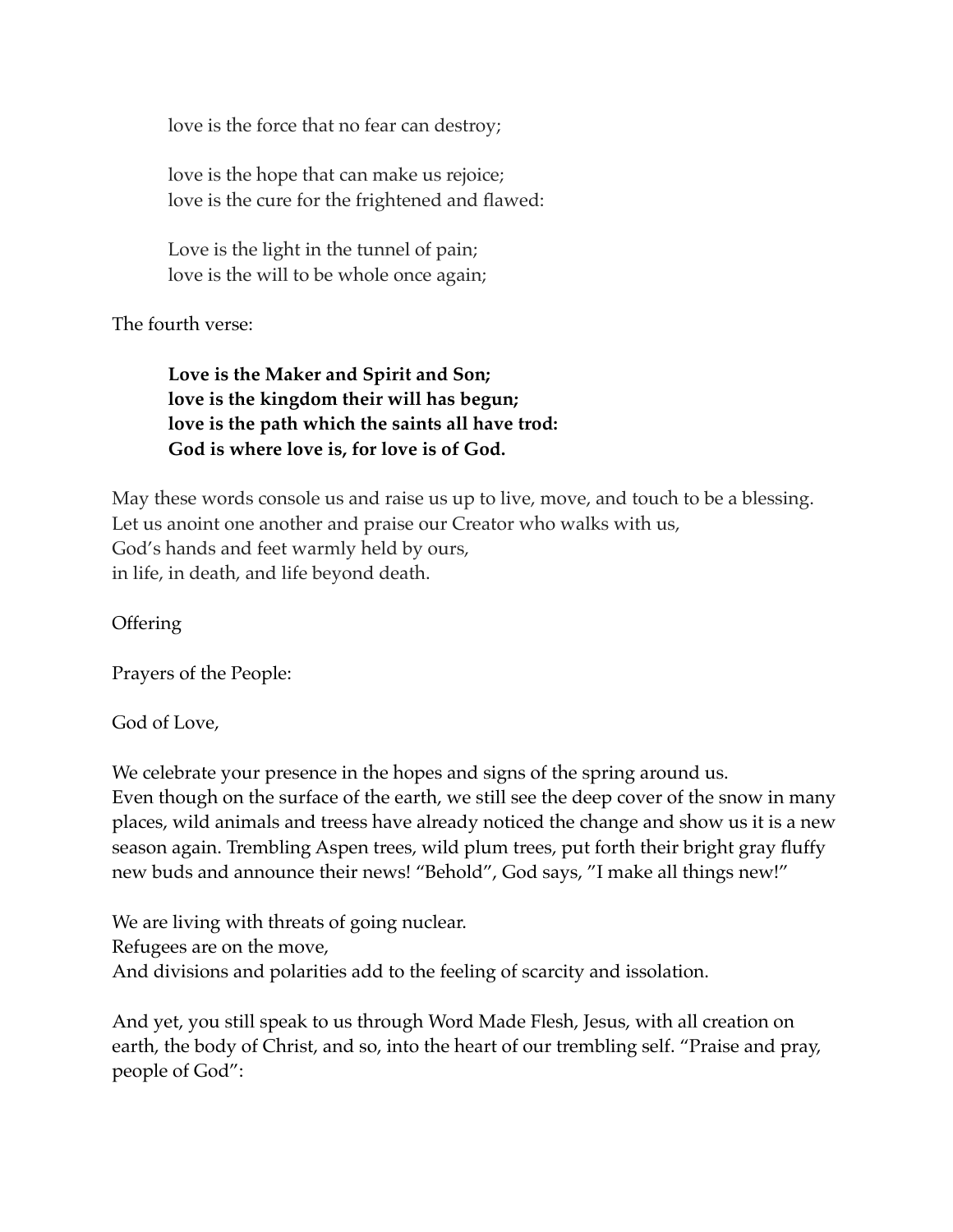love is the force that no fear can destroy;

love is the hope that can make us rejoice;
love is the cure for the frightened and flawed:

Love is the light in the tunnel of pain;
love is the will to be whole once again;

The fourth verse:

**Love is the Maker and Spirit and Son;**
**love is the kingdom their will has begun;**
**love is the path which the saints all have trod:**
**God is where love is, for love is of God.**

May these words console us and raise us up to live, move, and touch to be a blessing.
Let us anoint one another and praise our Creator who walks with us,
God's hands and feet warmly held by ours,
in life, in death, and life beyond death.

Offering

Prayers of the People:

God of Love,

We celebrate your presence in the hopes and signs of the spring around us.
Even though on the surface of the earth, we still see the deep cover of the snow in many places, wild animals and treess have already noticed the change and show us it is a new season again. Trembling Aspen trees, wild plum trees, put forth their bright gray fluffy new buds and announce their news! "Behold", God says, "I make all things new!"

We are living with threats of going nuclear.
Refugees are on the move,
And divisions and polarities add to the feeling of scarcity and issolation.

And yet, you still speak to us through Word Made Flesh, Jesus, with all creation on earth, the body of Christ, and so, into the heart of our trembling self. "Praise and pray, people of God":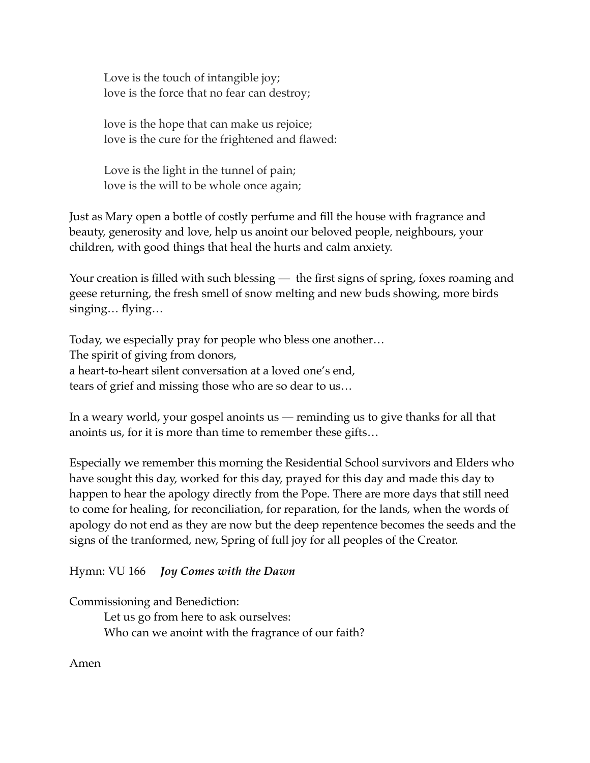> Love is the touch of intangible joy;
> love is the force that no fear can destroy;
>
> love is the hope that can make us rejoice;
> love is the cure for the frightened and flawed:
>
> Love is the light in the tunnel of pain;
> love is the will to be whole once again;

Just as Mary open a bottle of costly perfume and fill the house with fragrance and beauty, generosity and love, help us anoint our beloved people, neighbours, your children, with good things that heal the hurts and calm anxiety.

Your creation is filled with such blessing — the first signs of spring, foxes roaming and geese returning, the fresh smell of snow melting and new buds showing, more birds singing… flying…

Today, we especially pray for people who bless one another…
The spirit of giving from donors,
a heart-to-heart silent conversation at a loved one's end,
tears of grief and missing those who are so dear to us…

In a weary world, your gospel anoints us — reminding us to give thanks for all that anoints us, for it is more than time to remember these gifts…

Especially we remember this morning the Residential School survivors and Elders who have sought this day, worked for this day, prayed for this day and made this day to happen to hear the apology directly from the Pope. There are more days that still need to come for healing, for reconciliation, for reparation, for the lands, when the words of apology do not end as they are now but the deep repentence becomes the seeds and the signs of the tranformed, new, Spring of full joy for all peoples of the Creator.

Hymn: VU 166 ***Joy Comes with the Dawn***

Commissioning and Benediction:

> Let us go from here to ask ourselves:
> Who can we anoint with the fragrance of our faith?

Amen